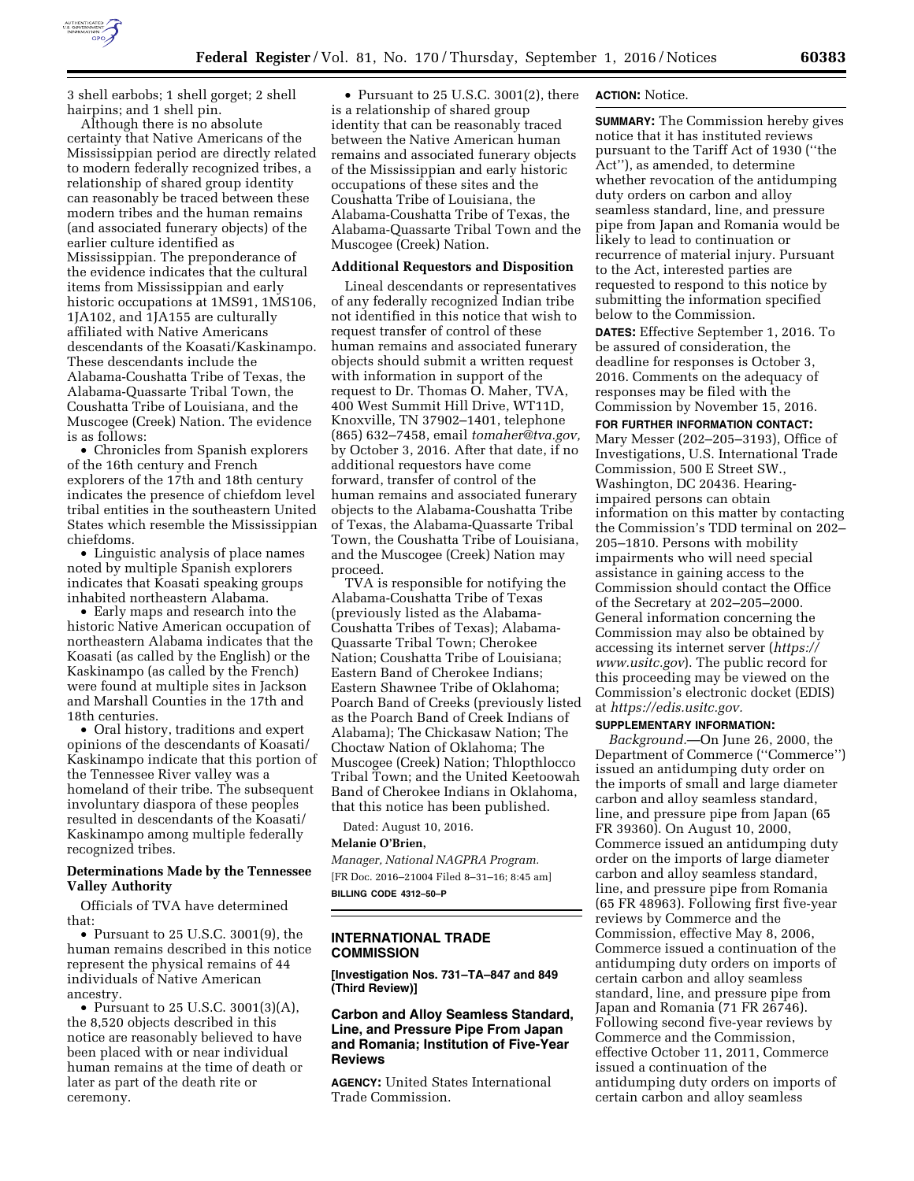3 shell earbobs; 1 shell gorget; 2 shell hairpins; and 1 shell pin.

Although there is no absolute certainty that Native Americans of the Mississippian period are directly related to modern federally recognized tribes, a relationship of shared group identity can reasonably be traced between these modern tribes and the human remains (and associated funerary objects) of the earlier culture identified as Mississippian. The preponderance of the evidence indicates that the cultural items from Mississippian and early historic occupations at 1MS91, 1MS106, 1JA102, and 1JA155 are culturally affiliated with Native Americans descendants of the Koasati/Kaskinampo. These descendants include the Alabama-Coushatta Tribe of Texas, the Alabama-Quassarte Tribal Town, the Coushatta Tribe of Louisiana, and the Muscogee (Creek) Nation. The evidence is as follows:

- Chronicles from Spanish explorers of the 16th century and French explorers of the 17th and 18th century indicates the presence of chiefdom level tribal entities in the southeastern United States which resemble the Mississippian chiefdoms.
- Linguistic analysis of place names noted by multiple Spanish explorers indicates that Koasati speaking groups inhabited northeastern Alabama.
- Early maps and research into the historic Native American occupation of northeastern Alabama indicates that the Koasati (as called by the English) or the Kaskinampo (as called by the French) were found at multiple sites in Jackson and Marshall Counties in the 17th and 18th centuries.
- Oral history, traditions and expert opinions of the descendants of Koasati/Kaskinampo indicate that this portion of the Tennessee River valley was a homeland of their tribe. The subsequent involuntary diaspora of these peoples resulted in descendants of the Koasati/Kaskinampo among multiple federally recognized tribes.

### Determinations Made by the Tennessee Valley Authority

Officials of TVA have determined that:

- Pursuant to 25 U.S.C. 3001(9), the human remains described in this notice represent the physical remains of 44 individuals of Native American ancestry.
- Pursuant to 25 U.S.C. 3001(3)(A), the 8,520 objects described in this notice are reasonably believed to have been placed with or near individual human remains at the time of death or later as part of the death rite or ceremony.
- Pursuant to 25 U.S.C. 3001(2), there is a relationship of shared group identity that can be reasonably traced between the Native American human remains and associated funerary objects of the Mississippian and early historic occupations of these sites and the Coushatta Tribe of Louisiana, the Alabama-Coushatta Tribe of Texas, the Alabama-Quassarte Tribal Town and the Muscogee (Creek) Nation.

### Additional Requestors and Disposition

Lineal descendants or representatives of any federally recognized Indian tribe not identified in this notice that wish to request transfer of control of these human remains and associated funerary objects should submit a written request with information in support of the request to Dr. Thomas O. Maher, TVA, 400 West Summit Hill Drive, WT11D, Knoxville, TN 37902–1401, telephone (865) 632–7458, email *tomaher@tva.gov,* by October 3, 2016. After that date, if no additional requestors have come forward, transfer of control of the human remains and associated funerary objects to the Alabama-Coushatta Tribe of Texas, the Alabama-Quassarte Tribal Town, the Coushatta Tribe of Louisiana, and the Muscogee (Creek) Nation may proceed.

TVA is responsible for notifying the Alabama-Coushatta Tribe of Texas (previously listed as the Alabama-Coushatta Tribes of Texas); Alabama-Quassarte Tribal Town; Cherokee Nation; Coushatta Tribe of Louisiana; Eastern Band of Cherokee Indians; Eastern Shawnee Tribe of Oklahoma; Poarch Band of Creeks (previously listed as the Poarch Band of Creek Indians of Alabama); The Chickasaw Nation; The Choctaw Nation of Oklahoma; The Muscogee (Creek) Nation; Thlopthlocco Tribal Town; and the United Keetoowah Band of Cherokee Indians in Oklahoma, that this notice has been published.

Dated: August 10, 2016.

**Melanie O'Brien,**

*Manager, National NAGPRA Program.*

[FR Doc. 2016–21004 Filed 8–31–16; 8:45 am]

**BILLING CODE 4312–50–P**

## INTERNATIONAL TRADE COMMISSION

**[Investigation Nos. 731–TA–847 and 849 (Third Review)]**

### Carbon and Alloy Seamless Standard, Line, and Pressure Pipe From Japan and Romania; Institution of Five-Year Reviews

**AGENCY:** United States International Trade Commission.

**ACTION:** Notice.

**SUMMARY:** The Commission hereby gives notice that it has instituted reviews pursuant to the Tariff Act of 1930 (''the Act''), as amended, to determine whether revocation of the antidumping duty orders on carbon and alloy seamless standard, line, and pressure pipe from Japan and Romania would be likely to lead to continuation or recurrence of material injury. Pursuant to the Act, interested parties are requested to respond to this notice by submitting the information specified below to the Commission.

**DATES:** Effective September 1, 2016. To be assured of consideration, the deadline for responses is October 3, 2016. Comments on the adequacy of responses may be filed with the Commission by November 15, 2016.

**FOR FURTHER INFORMATION CONTACT:** Mary Messer (202–205–3193), Office of Investigations, U.S. International Trade Commission, 500 E Street SW., Washington, DC 20436. Hearing-impaired persons can obtain information on this matter by contacting the Commission's TDD terminal on 202–205–1810. Persons with mobility impairments who will need special assistance in gaining access to the Commission should contact the Office of the Secretary at 202–205–2000. General information concerning the Commission may also be obtained by accessing its internet server (*https://www.usitc.gov*). The public record for this proceeding may be viewed on the Commission's electronic docket (EDIS) at *https://edis.usitc.gov.*

**SUPPLEMENTARY INFORMATION:**

*Background.*—On June 26, 2000, the Department of Commerce (''Commerce'') issued an antidumping duty order on the imports of small and large diameter carbon and alloy seamless standard, line, and pressure pipe from Japan (65 FR 39360). On August 10, 2000, Commerce issued an antidumping duty order on the imports of large diameter carbon and alloy seamless standard, line, and pressure pipe from Romania (65 FR 48963). Following first five-year reviews by Commerce and the Commission, effective May 8, 2006, Commerce issued a continuation of the antidumping duty orders on imports of certain carbon and alloy seamless standard, line, and pressure pipe from Japan and Romania (71 FR 26746). Following second five-year reviews by Commerce and the Commission, effective October 11, 2011, Commerce issued a continuation of the antidumping duty orders on imports of certain carbon and alloy seamless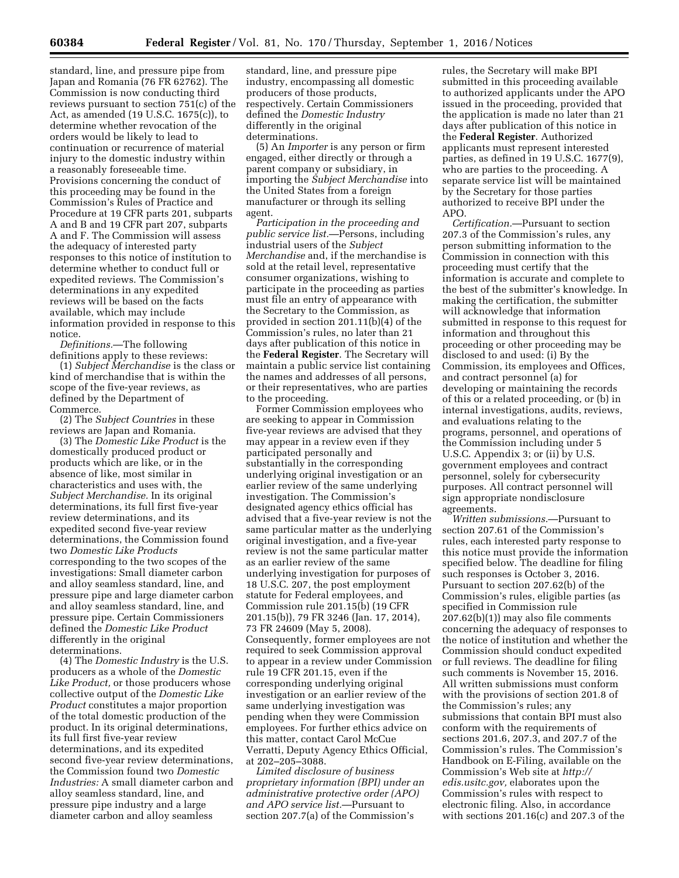standard, line, and pressure pipe from Japan and Romania (76 FR 62762). The Commission is now conducting third reviews pursuant to section 751(c) of the Act, as amended (19 U.S.C. 1675(c)), to determine whether revocation of the orders would be likely to lead to continuation or recurrence of material injury to the domestic industry within a reasonably foreseeable time. Provisions concerning the conduct of this proceeding may be found in the Commission's Rules of Practice and Procedure at 19 CFR parts 201, subparts A and B and 19 CFR part 207, subparts A and F. The Commission will assess the adequacy of interested party responses to this notice of institution to determine whether to conduct full or expedited reviews. The Commission's determinations in any expedited reviews will be based on the facts available, which may include information provided in response to this notice.

*Definitions.*—The following definitions apply to these reviews:

(1) *Subject Merchandise* is the class or kind of merchandise that is within the scope of the five-year reviews, as defined by the Department of Commerce.

(2) The *Subject Countries* in these reviews are Japan and Romania.

(3) The *Domestic Like Product* is the domestically produced product or products which are like, or in the absence of like, most similar in characteristics and uses with, the *Subject Merchandise.* In its original determinations, its full first five-year review determinations, and its expedited second five-year review determinations, the Commission found two *Domestic Like Products* corresponding to the two scopes of the investigations: Small diameter carbon and alloy seamless standard, line, and pressure pipe and large diameter carbon and alloy seamless standard, line, and pressure pipe. Certain Commissioners defined the *Domestic Like Product* differently in the original determinations.

(4) The *Domestic Industry* is the U.S. producers as a whole of the *Domestic Like Product,* or those producers whose collective output of the *Domestic Like Product* constitutes a major proportion of the total domestic production of the product. In its original determinations, its full first five-year review determinations, and its expedited second five-year review determinations, the Commission found two *Domestic Industries:* A small diameter carbon and alloy seamless standard, line, and pressure pipe industry and a large diameter carbon and alloy seamless standard, line, and pressure pipe industry, encompassing all domestic producers of those products, respectively. Certain Commissioners defined the *Domestic Industry* differently in the original determinations.

(5) An *Importer* is any person or firm engaged, either directly or through a parent company or subsidiary, in importing the *Subject Merchandise* into the United States from a foreign manufacturer or through its selling agent.

*Participation in the proceeding and public service list.*—Persons, including industrial users of the *Subject Merchandise* and, if the merchandise is sold at the retail level, representative consumer organizations, wishing to participate in the proceeding as parties must file an entry of appearance with the Secretary to the Commission, as provided in section 201.11(b)(4) of the Commission's rules, no later than 21 days after publication of this notice in the **Federal Register**. The Secretary will maintain a public service list containing the names and addresses of all persons, or their representatives, who are parties to the proceeding.

Former Commission employees who are seeking to appear in Commission five-year reviews are advised that they may appear in a review even if they participated personally and substantially in the corresponding underlying original investigation or an earlier review of the same underlying investigation. The Commission's designated agency ethics official has advised that a five-year review is not the same particular matter as the underlying original investigation, and a five-year review is not the same particular matter as an earlier review of the same underlying investigation for purposes of 18 U.S.C. 207, the post employment statute for Federal employees, and Commission rule 201.15(b) (19 CFR 201.15(b)), 79 FR 3246 (Jan. 17, 2014), 73 FR 24609 (May 5, 2008). Consequently, former employees are not required to seek Commission approval to appear in a review under Commission rule 19 CFR 201.15, even if the corresponding underlying original investigation or an earlier review of the same underlying investigation was pending when they were Commission employees. For further ethics advice on this matter, contact Carol McCue Verratti, Deputy Agency Ethics Official, at 202–205–3088.

*Limited disclosure of business proprietary information (BPI) under an administrative protective order (APO) and APO service list.*—Pursuant to section 207.7(a) of the Commission's rules, the Secretary will make BPI submitted in this proceeding available to authorized applicants under the APO issued in the proceeding, provided that the application is made no later than 21 days after publication of this notice in the **Federal Register**. Authorized applicants must represent interested parties, as defined in 19 U.S.C. 1677(9), who are parties to the proceeding. A separate service list will be maintained by the Secretary for those parties authorized to receive BPI under the APO.

*Certification.*—Pursuant to section 207.3 of the Commission's rules, any person submitting information to the Commission in connection with this proceeding must certify that the information is accurate and complete to the best of the submitter's knowledge. In making the certification, the submitter will acknowledge that information submitted in response to this request for information and throughout this proceeding or other proceeding may be disclosed to and used: (i) By the Commission, its employees and Offices, and contract personnel (a) for developing or maintaining the records of this or a related proceeding, or (b) in internal investigations, audits, reviews, and evaluations relating to the programs, personnel, and operations of the Commission including under 5 U.S.C. Appendix 3; or (ii) by U.S. government employees and contract personnel, solely for cybersecurity purposes. All contract personnel will sign appropriate nondisclosure agreements.

*Written submissions.*—Pursuant to section 207.61 of the Commission's rules, each interested party response to this notice must provide the information specified below. The deadline for filing such responses is October 3, 2016. Pursuant to section 207.62(b) of the Commission's rules, eligible parties (as specified in Commission rule 207.62(b)(1)) may also file comments concerning the adequacy of responses to the notice of institution and whether the Commission should conduct expedited or full reviews. The deadline for filing such comments is November 15, 2016. All written submissions must conform with the provisions of section 201.8 of the Commission's rules; any submissions that contain BPI must also conform with the requirements of sections 201.6, 207.3, and 207.7 of the Commission's rules. The Commission's Handbook on E-Filing, available on the Commission's Web site at *http://edis.usitc.gov,* elaborates upon the Commission's rules with respect to electronic filing. Also, in accordance with sections 201.16(c) and 207.3 of the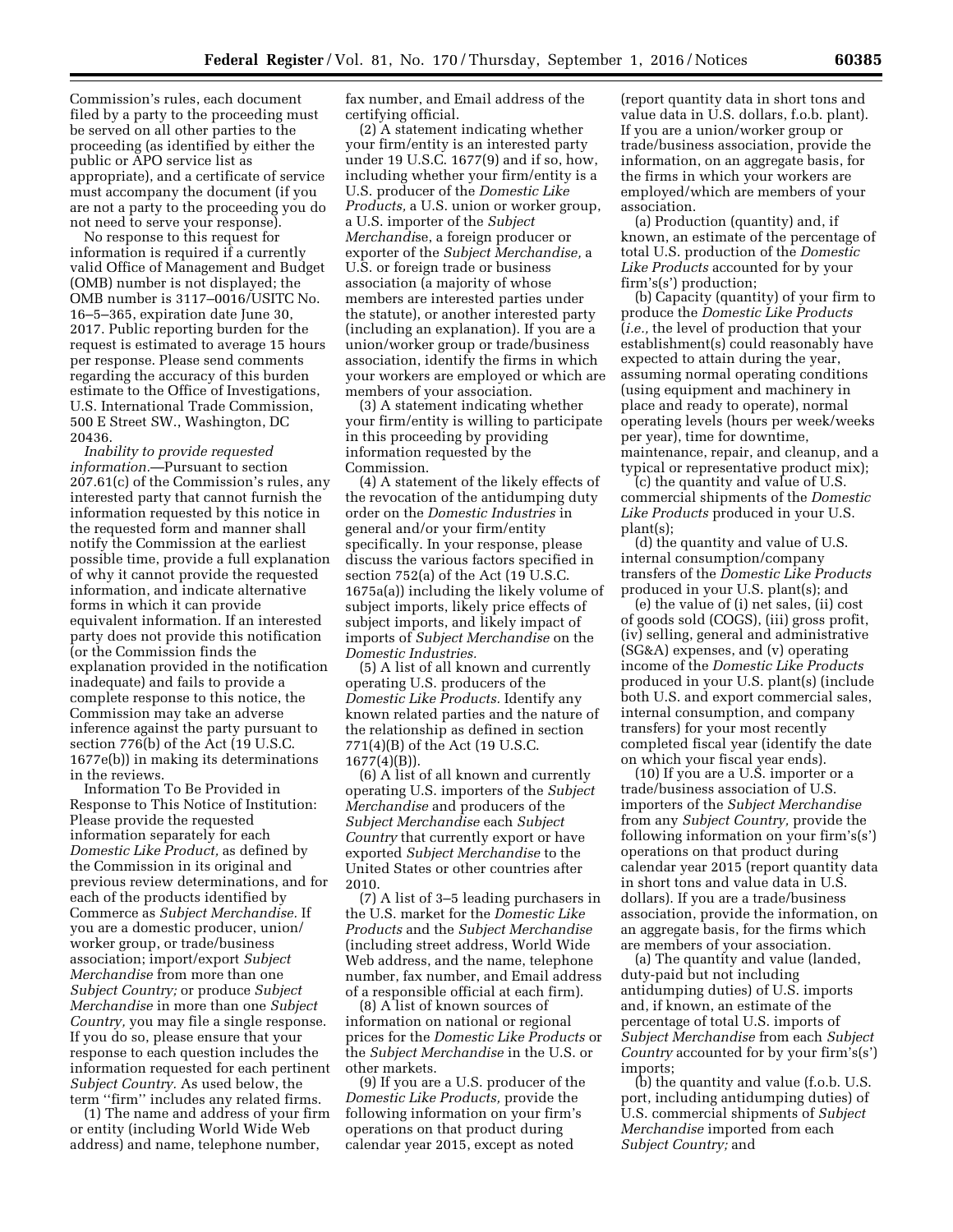Commission's rules, each document filed by a party to the proceeding must be served on all other parties to the proceeding (as identified by either the public or APO service list as appropriate), and a certificate of service must accompany the document (if you are not a party to the proceeding you do not need to serve your response).

No response to this request for information is required if a currently valid Office of Management and Budget (OMB) number is not displayed; the OMB number is 3117–0016/USITC No. 16–5–365, expiration date June 30, 2017. Public reporting burden for the request is estimated to average 15 hours per response. Please send comments regarding the accuracy of this burden estimate to the Office of Investigations, U.S. International Trade Commission, 500 E Street SW., Washington, DC 20436.

*Inability to provide requested information.*—Pursuant to section 207.61(c) of the Commission's rules, any interested party that cannot furnish the information requested by this notice in the requested form and manner shall notify the Commission at the earliest possible time, provide a full explanation of why it cannot provide the requested information, and indicate alternative forms in which it can provide equivalent information. If an interested party does not provide this notification (or the Commission finds the explanation provided in the notification inadequate) and fails to provide a complete response to this notice, the Commission may take an adverse inference against the party pursuant to section 776(b) of the Act (19 U.S.C. 1677e(b)) in making its determinations in the reviews.

Information To Be Provided in Response to This Notice of Institution: Please provide the requested information separately for each *Domestic Like Product,* as defined by the Commission in its original and previous review determinations, and for each of the products identified by Commerce as *Subject Merchandise.* If you are a domestic producer, union/worker group, or trade/business association; import/export *Subject Merchandise* from more than one *Subject Country;* or produce *Subject Merchandise* in more than one *Subject Country,* you may file a single response. If you do so, please ensure that your response to each question includes the information requested for each pertinent *Subject Country.* As used below, the term "firm" includes any related firms.

(1) The name and address of your firm or entity (including World Wide Web address) and name, telephone number, fax number, and Email address of the certifying official.

(2) A statement indicating whether your firm/entity is an interested party under 19 U.S.C. 1677(9) and if so, how, including whether your firm/entity is a U.S. producer of the *Domestic Like Products,* a U.S. union or worker group, a U.S. importer of the *Subject Merchandise,* a foreign producer or exporter of the *Subject Merchandise,* a U.S. or foreign trade or business association (a majority of whose members are interested parties under the statute), or another interested party (including an explanation). If you are a union/worker group or trade/business association, identify the firms in which your workers are employed or which are members of your association.

(3) A statement indicating whether your firm/entity is willing to participate in this proceeding by providing information requested by the Commission.

(4) A statement of the likely effects of the revocation of the antidumping duty order on the *Domestic Industries* in general and/or your firm/entity specifically. In your response, please discuss the various factors specified in section 752(a) of the Act (19 U.S.C. 1675a(a)) including the likely volume of subject imports, likely price effects of subject imports, and likely impact of imports of *Subject Merchandise* on the *Domestic Industries.*

(5) A list of all known and currently operating U.S. producers of the *Domestic Like Products.* Identify any known related parties and the nature of the relationship as defined in section 771(4)(B) of the Act (19 U.S.C. 1677(4)(B)).

(6) A list of all known and currently operating U.S. importers of the *Subject Merchandise* and producers of the *Subject Merchandise* each *Subject Country* that currently export or have exported *Subject Merchandise* to the United States or other countries after 2010.

(7) A list of 3–5 leading purchasers in the U.S. market for the *Domestic Like Products* and the *Subject Merchandise* (including street address, World Wide Web address, and the name, telephone number, fax number, and Email address of a responsible official at each firm).

(8) A list of known sources of information on national or regional prices for the *Domestic Like Products* or the *Subject Merchandise* in the U.S. or other markets.

(9) If you are a U.S. producer of the *Domestic Like Products,* provide the following information on your firm's operations on that product during calendar year 2015, except as noted (report quantity data in short tons and value data in U.S. dollars, f.o.b. plant). If you are a union/worker group or trade/business association, provide the information, on an aggregate basis, for the firms in which your workers are employed/which are members of your association.

(a) Production (quantity) and, if known, an estimate of the percentage of total U.S. production of the *Domestic Like Products* accounted for by your firm's(s') production;

(b) Capacity (quantity) of your firm to produce the *Domestic Like Products* (*i.e.,* the level of production that your establishment(s) could reasonably have expected to attain during the year, assuming normal operating conditions (using equipment and machinery in place and ready to operate), normal operating levels (hours per week/weeks per year), time for downtime, maintenance, repair, and cleanup, and a typical or representative product mix);

(c) the quantity and value of U.S. commercial shipments of the *Domestic Like Products* produced in your U.S. plant(s);

(d) the quantity and value of U.S. internal consumption/company transfers of the *Domestic Like Products* produced in your U.S. plant(s); and

(e) the value of (i) net sales, (ii) cost of goods sold (COGS), (iii) gross profit, (iv) selling, general and administrative (SG&A) expenses, and (v) operating income of the *Domestic Like Products* produced in your U.S. plant(s) (include both U.S. and export commercial sales, internal consumption, and company transfers) for your most recently completed fiscal year (identify the date on which your fiscal year ends).

(10) If you are a U.S. importer or a trade/business association of U.S. importers of the *Subject Merchandise* from any *Subject Country,* provide the following information on your firm's(s') operations on that product during calendar year 2015 (report quantity data in short tons and value data in U.S. dollars). If you are a trade/business association, provide the information, on an aggregate basis, for the firms which are members of your association.

(a) The quantity and value (landed, duty-paid but not including antidumping duties) of U.S. imports and, if known, an estimate of the percentage of total U.S. imports of *Subject Merchandise* from each *Subject Country* accounted for by your firm's(s') imports;

(b) the quantity and value (f.o.b. U.S. port, including antidumping duties) of U.S. commercial shipments of *Subject Merchandise* imported from each *Subject Country;* and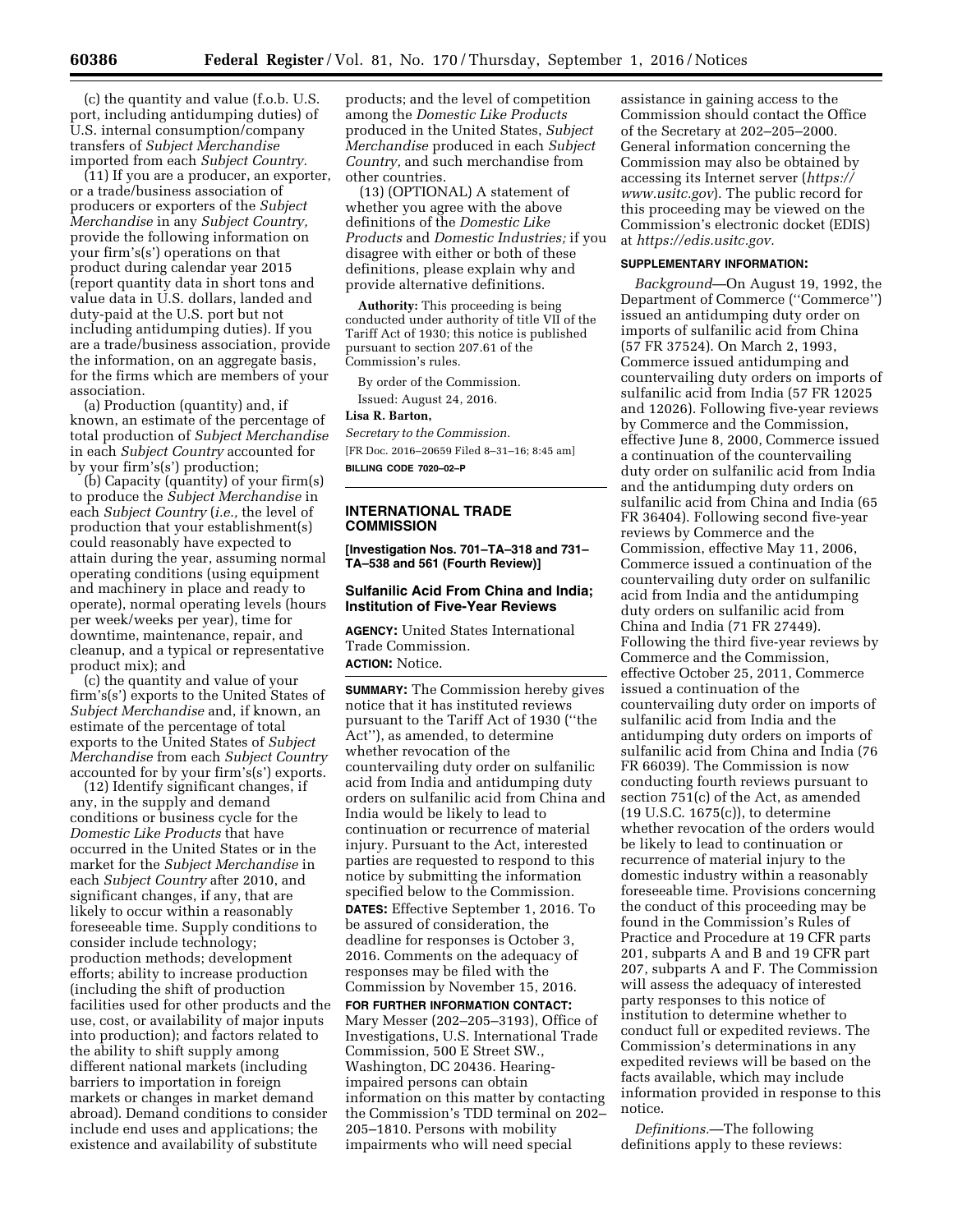(c) the quantity and value (f.o.b. U.S. port, including antidumping duties) of U.S. internal consumption/company transfers of *Subject Merchandise* imported from each *Subject Country.*

(11) If you are a producer, an exporter, or a trade/business association of producers or exporters of the *Subject Merchandise* in any *Subject Country,* provide the following information on your firm's(s') operations on that product during calendar year 2015 (report quantity data in short tons and value data in U.S. dollars, landed and duty-paid at the U.S. port but not including antidumping duties). If you are a trade/business association, provide the information, on an aggregate basis, for the firms which are members of your association.

(a) Production (quantity) and, if known, an estimate of the percentage of total production of *Subject Merchandise* in each *Subject Country* accounted for by your firm's(s') production;

(b) Capacity (quantity) of your firm(s) to produce the *Subject Merchandise* in each *Subject Country* (*i.e.,* the level of production that your establishment(s) could reasonably have expected to attain during the year, assuming normal operating conditions (using equipment and machinery in place and ready to operate), normal operating levels (hours per week/weeks per year), time for downtime, maintenance, repair, and cleanup, and a typical or representative product mix); and

(c) the quantity and value of your firm's(s') exports to the United States of *Subject Merchandise* and, if known, an estimate of the percentage of total exports to the United States of *Subject Merchandise* from each *Subject Country* accounted for by your firm's(s') exports.

(12) Identify significant changes, if any, in the supply and demand conditions or business cycle for the *Domestic Like Products* that have occurred in the United States or in the market for the *Subject Merchandise* in each *Subject Country* after 2010, and significant changes, if any, that are likely to occur within a reasonably foreseeable time. Supply conditions to consider include technology; production methods; development efforts; ability to increase production (including the shift of production facilities used for other products and the use, cost, or availability of major inputs into production); and factors related to the ability to shift supply among different national markets (including barriers to importation in foreign markets or changes in market demand abroad). Demand conditions to consider include end uses and applications; the existence and availability of substitute products; and the level of competition among the *Domestic Like Products* produced in the United States, *Subject Merchandise* produced in each *Subject Country,* and such merchandise from other countries.

(13) (OPTIONAL) A statement of whether you agree with the above definitions of the *Domestic Like Products* and *Domestic Industries;* if you disagree with either or both of these definitions, please explain why and provide alternative definitions.

**Authority:** This proceeding is being conducted under authority of title VII of the Tariff Act of 1930; this notice is published pursuant to section 207.61 of the Commission's rules.

By order of the Commission.

Issued: August 24, 2016.

**Lisa R. Barton,**

*Secretary to the Commission.*

[FR Doc. 2016–20659 Filed 8–31–16; 8:45 am]

**BILLING CODE 7020–02–P**

## INTERNATIONAL TRADE COMMISSION

**[Investigation Nos. 701–TA–318 and 731–TA–538 and 561 (Fourth Review)]**

### Sulfanilic Acid From China and India; Institution of Five-Year Reviews

**AGENCY:** United States International Trade Commission.

**ACTION:** Notice.

**SUMMARY:** The Commission hereby gives notice that it has instituted reviews pursuant to the Tariff Act of 1930 ("the Act"), as amended, to determine whether revocation of the countervailing duty order on sulfanilic acid from India and antidumping duty orders on sulfanilic acid from China and India would be likely to lead to continuation or recurrence of material injury. Pursuant to the Act, interested parties are requested to respond to this notice by submitting the information specified below to the Commission.

**DATES:** Effective September 1, 2016. To be assured of consideration, the deadline for responses is October 3, 2016. Comments on the adequacy of responses may be filed with the Commission by November 15, 2016.

**FOR FURTHER INFORMATION CONTACT:** Mary Messer (202–205–3193), Office of Investigations, U.S. International Trade Commission, 500 E Street SW., Washington, DC 20436. Hearing-impaired persons can obtain information on this matter by contacting the Commission's TDD terminal on 202–205–1810. Persons with mobility impairments who will need special assistance in gaining access to the Commission should contact the Office of the Secretary at 202–205–2000. General information concerning the Commission may also be obtained by accessing its Internet server (*https://www.usitc.gov*). The public record for this proceeding may be viewed on the Commission's electronic docket (EDIS) at *https://edis.usitc.gov.*

**SUPPLEMENTARY INFORMATION:**

*Background*—On August 19, 1992, the Department of Commerce ("Commerce") issued an antidumping duty order on imports of sulfanilic acid from China (57 FR 37524). On March 2, 1993, Commerce issued antidumping and countervailing duty orders on imports of sulfanilic acid from India (57 FR 12025 and 12026). Following five-year reviews by Commerce and the Commission, effective June 8, 2000, Commerce issued a continuation of the countervailing duty order on sulfanilic acid from India and the antidumping duty orders on sulfanilic acid from China and India (65 FR 36404). Following second five-year reviews by Commerce and the Commission, effective May 11, 2006, Commerce issued a continuation of the countervailing duty order on sulfanilic acid from India and the antidumping duty orders on sulfanilic acid from China and India (71 FR 27449). Following the third five-year reviews by Commerce and the Commission, effective October 25, 2011, Commerce issued a continuation of the countervailing duty order on imports of sulfanilic acid from India and the antidumping duty orders on imports of sulfanilic acid from China and India (76 FR 66039). The Commission is now conducting fourth reviews pursuant to section 751(c) of the Act, as amended (19 U.S.C. 1675(c)), to determine whether revocation of the orders would be likely to lead to continuation or recurrence of material injury to the domestic industry within a reasonably foreseeable time. Provisions concerning the conduct of this proceeding may be found in the Commission's Rules of Practice and Procedure at 19 CFR parts 201, subparts A and B and 19 CFR part 207, subparts A and F. The Commission will assess the adequacy of interested party responses to this notice of institution to determine whether to conduct full or expedited reviews. The Commission's determinations in any expedited reviews will be based on the facts available, which may include information provided in response to this notice.

*Definitions.*—The following definitions apply to these reviews: